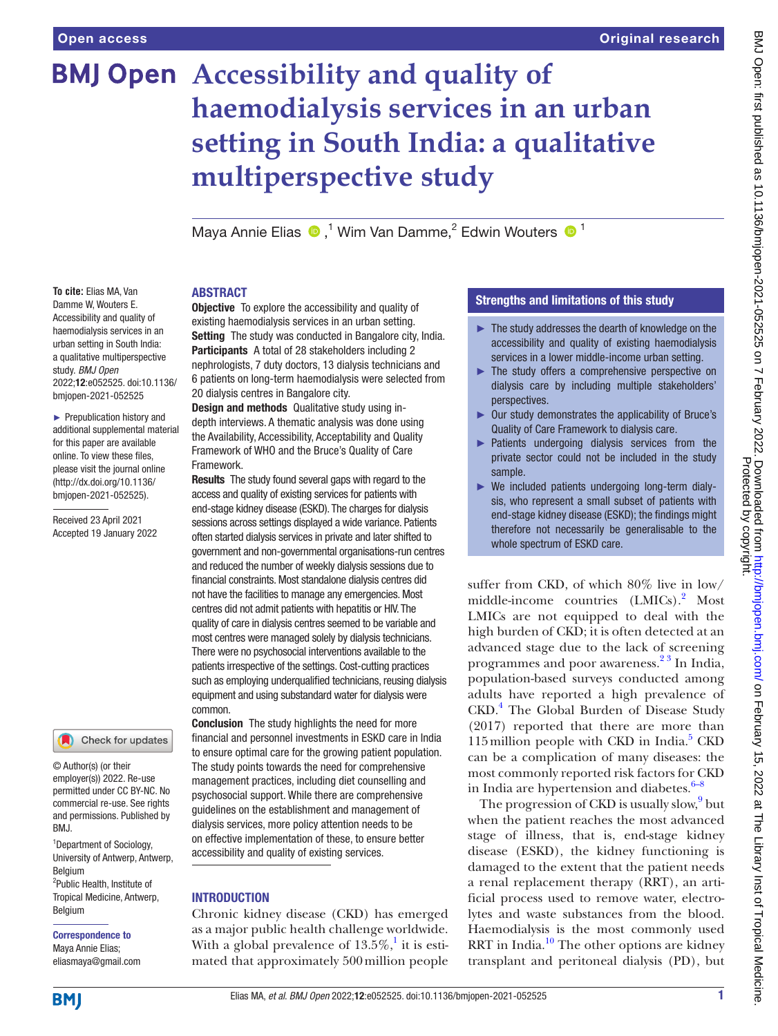# Accessibility and quality of haemodialysis services in an urban setting in South India: a qualitative multiperspective study

Maya Annie Elias [1], Wim Van Damme [2], Edwin Wouters [1]

**To cite:** Elias MA, Van Damme W, Wouters E. Accessibility and quality of haemodialysis services in an urban setting in South India: a qualitative multiperspective study. *BMJ Open* 2022;**12**:e052525. doi:10.1136/bmjopen-2021-052525

► Prepublication history and additional supplemental material for this paper are available online. To view these files, please visit the journal online (http://dx.doi.org/10.1136/bmjopen-2021-052525).

Received 23 April 2021
Accepted 19 January 2022

© Author(s) (or their employer(s)) 2022. Re-use permitted under CC BY-NC. No commercial re-use. See rights and permissions. Published by BMJ.

[1]Department of Sociology, University of Antwerp, Antwerp, Belgium
[2]Public Health, Institute of Tropical Medicine, Antwerp, Belgium

**Correspondence to**
Maya Annie Elias;
eliasmaya@gmail.com

## ABSTRACT

**Objective** To explore the accessibility and quality of existing haemodialysis services in an urban setting.

**Setting** The study was conducted in Bangalore city, India.

**Participants** A total of 28 stakeholders including 2 nephrologists, 7 duty doctors, 13 dialysis technicians and 6 patients on long-term haemodialysis were selected from 20 dialysis centres in Bangalore city.

**Design and methods** Qualitative study using in-depth interviews. A thematic analysis was done using the Availability, Accessibility, Acceptability and Quality Framework of WHO and the Bruce's Quality of Care Framework.

**Results** The study found several gaps with regard to the access and quality of existing services for patients with end-stage kidney disease (ESKD). The charges for dialysis sessions across settings displayed a wide variance. Patients often started dialysis services in private and later shifted to government and non-governmental organisations-run centres and reduced the number of weekly dialysis sessions due to financial constraints. Most standalone dialysis centres did not have the facilities to manage any emergencies. Most centres did not admit patients with hepatitis or HIV. The quality of care in dialysis centres seemed to be variable and most centres were managed solely by dialysis technicians. There were no psychosocial interventions available to the patients irrespective of the settings. Cost-cutting practices such as employing underqualified technicians, reusing dialysis equipment and using substandard water for dialysis were common.

**Conclusion** The study highlights the need for more financial and personnel investments in ESKD care in India to ensure optimal care for the growing patient population. The study points towards the need for comprehensive management practices, including diet counselling and psychosocial support. While there are comprehensive guidelines on the establishment and management of dialysis services, more policy attention needs to be on effective implementation of these, to ensure better accessibility and quality of existing services.

## Strengths and limitations of this study

- ► The study addresses the dearth of knowledge on the accessibility and quality of existing haemodialysis services in a lower middle-income urban setting.
- ► The study offers a comprehensive perspective on dialysis care by including multiple stakeholders' perspectives.
- ► Our study demonstrates the applicability of Bruce's Quality of Care Framework to dialysis care.
- ► Patients undergoing dialysis services from the private sector could not be included in the study sample.
- ► We included patients undergoing long-term dialysis, who represent a small subset of patients with end-stage kidney disease (ESKD); the findings might therefore not necessarily be generalisable to the whole spectrum of ESKD care.

## INTRODUCTION

Chronic kidney disease (CKD) has emerged as a major public health challenge worldwide. With a global prevalence of 13.5%,[1] it is estimated that approximately 500 million people suffer from CKD, of which 80% live in low/middle-income countries (LMICs).[2] Most LMICs are not equipped to deal with the high burden of CKD; it is often detected at an advanced stage due to the lack of screening programmes and poor awareness.[2,3] In India, population-based surveys conducted among adults have reported a high prevalence of CKD.[4] The Global Burden of Disease Study (2017) reported that there are more than 115 million people with CKD in India.[5] CKD can be a complication of many diseases: the most commonly reported risk factors for CKD in India are hypertension and diabetes.[6–8]

The progression of CKD is usually slow,[9] but when the patient reaches the most advanced stage of illness, that is, end-stage kidney disease (ESKD), the kidney functioning is damaged to the extent that the patient needs a renal replacement therapy (RRT), an artificial process used to remove water, electrolytes and waste substances from the blood. Haemodialysis is the most commonly used RRT in India.[10] The other options are kidney transplant and peritoneal dialysis (PD), but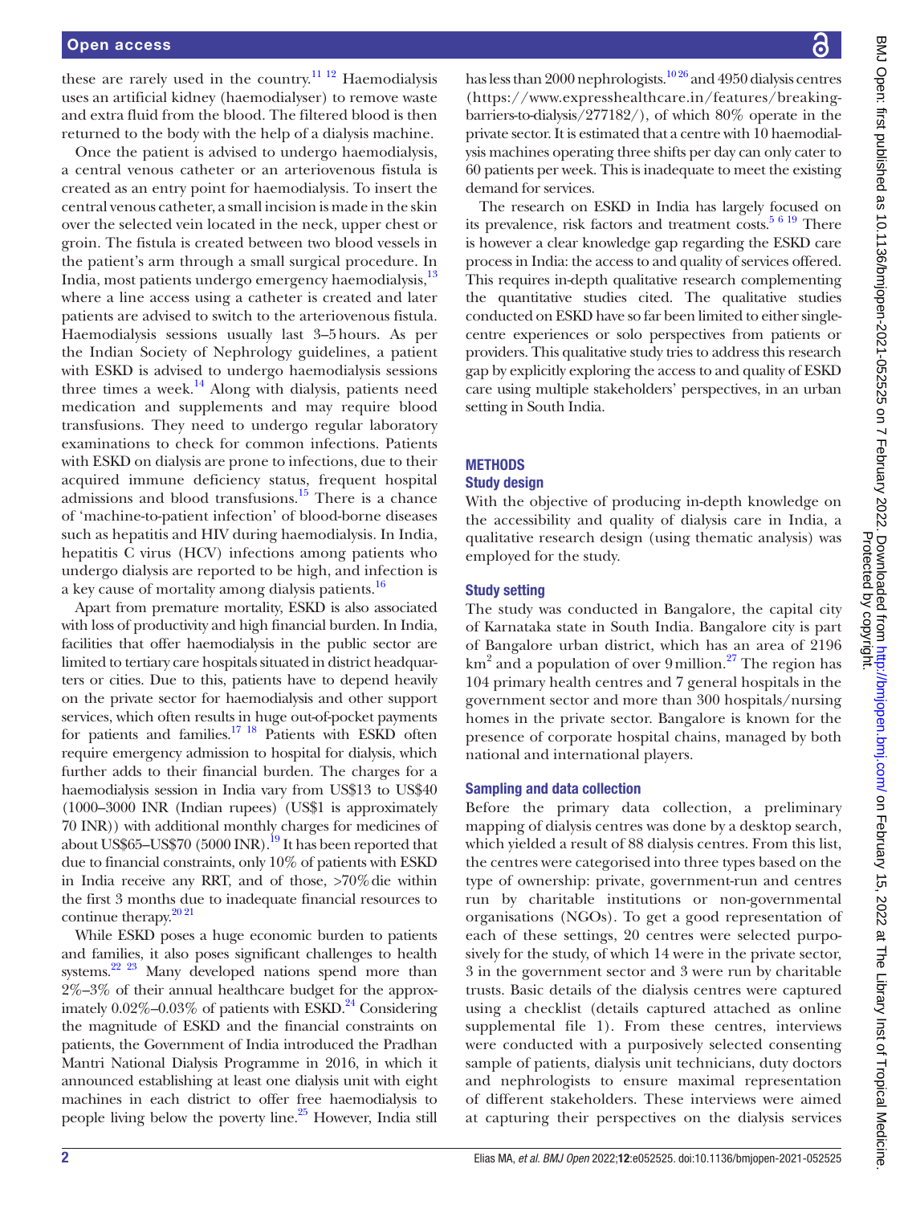these are rarely used in the country.[11,12] Haemodialysis uses an artificial kidney (haemodialyser) to remove waste and extra fluid from the blood. The filtered blood is then returned to the body with the help of a dialysis machine.

Once the patient is advised to undergo haemodialysis, a central venous catheter or an arteriovenous fistula is created as an entry point for haemodialysis. To insert the central venous catheter, a small incision is made in the skin over the selected vein located in the neck, upper chest or groin. The fistula is created between two blood vessels in the patient's arm through a small surgical procedure. In India, most patients undergo emergency haemodialysis,[13] where a line access using a catheter is created and later patients are advised to switch to the arteriovenous fistula. Haemodialysis sessions usually last 3–5 hours. As per the Indian Society of Nephrology guidelines, a patient with ESKD is advised to undergo haemodialysis sessions three times a week.[14] Along with dialysis, patients need medication and supplements and may require blood transfusions. They need to undergo regular laboratory examinations to check for common infections. Patients with ESKD on dialysis are prone to infections, due to their acquired immune deficiency status, frequent hospital admissions and blood transfusions.[15] There is a chance of 'machine-to-patient infection' of blood-borne diseases such as hepatitis and HIV during haemodialysis. In India, hepatitis C virus (HCV) infections among patients who undergo dialysis are reported to be high, and infection is a key cause of mortality among dialysis patients.[16]

Apart from premature mortality, ESKD is also associated with loss of productivity and high financial burden. In India, facilities that offer haemodialysis in the public sector are limited to tertiary care hospitals situated in district headquarters or cities. Due to this, patients have to depend heavily on the private sector for haemodialysis and other support services, which often results in huge out-of-pocket payments for patients and families.[17,18] Patients with ESKD often require emergency admission to hospital for dialysis, which further adds to their financial burden. The charges for a haemodialysis session in India vary from US$13 to US$40 (1000–3000 INR (Indian rupees) (US$1 is approximately 70 INR)) with additional monthly charges for medicines of about US$65–US$70 (5000 INR).[19] It has been reported that due to financial constraints, only 10% of patients with ESKD in India receive any RRT, and of those, >70% die within the first 3 months due to inadequate financial resources to continue therapy.[20,21]

While ESKD poses a huge economic burden to patients and families, it also poses significant challenges to health systems.[22,23] Many developed nations spend more than 2%–3% of their annual healthcare budget for the approximately 0.02%–0.03% of patients with ESKD.[24] Considering the magnitude of ESKD and the financial constraints on patients, the Government of India introduced the Pradhan Mantri National Dialysis Programme in 2016, in which it announced establishing at least one dialysis unit with eight machines in each district to offer free haemodialysis to people living below the poverty line.[25] However, India still has less than 2000 nephrologists.[10,26] and 4950 dialysis centres (https://www.expresshealthcare.in/features/breaking-barriers-to-dialysis/277182/), of which 80% operate in the private sector. It is estimated that a centre with 10 haemodialysis machines operating three shifts per day can only cater to 60 patients per week. This is inadequate to meet the existing demand for services.

The research on ESKD in India has largely focused on its prevalence, risk factors and treatment costs.[5,6,19] There is however a clear knowledge gap regarding the ESKD care process in India: the access to and quality of services offered. This requires in-depth qualitative research complementing the quantitative studies cited. The qualitative studies conducted on ESKD have so far been limited to either single-centre experiences or solo perspectives from patients or providers. This qualitative study tries to address this research gap by explicitly exploring the access to and quality of ESKD care using multiple stakeholders' perspectives, in an urban setting in South India.

## METHODS

### Study design

With the objective of producing in-depth knowledge on the accessibility and quality of dialysis care in India, a qualitative research design (using thematic analysis) was employed for the study.

### Study setting

The study was conducted in Bangalore, the capital city of Karnataka state in South India. Bangalore city is part of Bangalore urban district, which has an area of 2196 $km^2$ and a population of over 9 million.[27] The region has 104 primary health centres and 7 general hospitals in the government sector and more than 300 hospitals/nursing homes in the private sector. Bangalore is known for the presence of corporate hospital chains, managed by both national and international players.

### Sampling and data collection

Before the primary data collection, a preliminary mapping of dialysis centres was done by a desktop search, which yielded a result of 88 dialysis centres. From this list, the centres were categorised into three types based on the type of ownership: private, government-run and centres run by charitable institutions or non-governmental organisations (NGOs). To get a good representation of each of these settings, 20 centres were selected purposively for the study, of which 14 were in the private sector, 3 in the government sector and 3 were run by charitable trusts. Basic details of the dialysis centres were captured using a checklist (details captured attached as online supplemental file 1). From these centres, interviews were conducted with a purposively selected consenting sample of patients, dialysis unit technicians, duty doctors and nephrologists to ensure maximal representation of different stakeholders. These interviews were aimed at capturing their perspectives on the dialysis services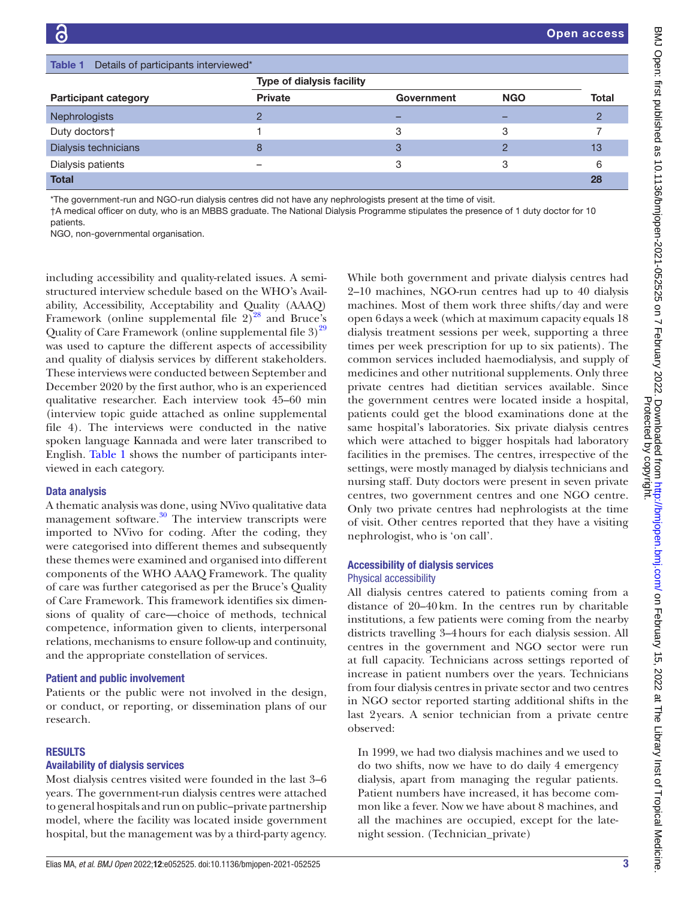Table 1 Details of participants interviewed*

| Participant category | Type of dialysis facility | | | Total |
|---|---|---|---|---|
| | Private | Government | NGO | |
| Nephrologists | 2 | – | – | 2 |
| Duty doctors† | 1 | 3 | 3 | 7 |
| Dialysis technicians | 8 | 3 | 2 | 13 |
| Dialysis patients | – | 3 | 3 | 6 |
| **Total** | | | | **28** |

*The government-run and NGO-run dialysis centres did not have any nephrologists present at the time of visit.
†A medical officer on duty, who is an MBBS graduate. The National Dialysis Programme stipulates the presence of 1 duty doctor for 10 patients.
NGO, non-governmental organisation.

including accessibility and quality-related issues. A semi-structured interview schedule based on the WHO's Availability, Accessibility, Acceptability and Quality (AAAQ) Framework (online supplemental file 2)[28] and Bruce's Quality of Care Framework (online supplemental file 3)[29] was used to capture the different aspects of accessibility and quality of dialysis services by different stakeholders. These interviews were conducted between September and December 2020 by the first author, who is an experienced qualitative researcher. Each interview took 45–60 min (interview topic guide attached as online supplemental file 4). The interviews were conducted in the native spoken language Kannada and were later transcribed to English. Table 1 shows the number of participants interviewed in each category.

### Data analysis

A thematic analysis was done, using NVivo qualitative data management software.[30] The interview transcripts were imported to NVivo for coding. After the coding, they were categorised into different themes and subsequently these themes were examined and organised into different components of the WHO AAAQ Framework. The quality of care was further categorised as per the Bruce's Quality of Care Framework. This framework identifies six dimensions of quality of care—choice of methods, technical competence, information given to clients, interpersonal relations, mechanisms to ensure follow-up and continuity, and the appropriate constellation of services.

### Patient and public involvement

Patients or the public were not involved in the design, or conduct, or reporting, or dissemination plans of our research.

## RESULTS

### Availability of dialysis services

Most dialysis centres visited were founded in the last 3–6 years. The government-run dialysis centres were attached to general hospitals and run on public–private partnership model, where the facility was located inside government hospital, but the management was by a third-party agency. While both government and private dialysis centres had 2–10 machines, NGO-run centres had up to 40 dialysis machines. Most of them work three shifts/day and were open 6 days a week (which at maximum capacity equals 18 dialysis treatment sessions per week, supporting a three times per week prescription for up to six patients). The common services included haemodialysis, and supply of medicines and other nutritional supplements. Only three private centres had dietitian services available. Since the government centres were located inside a hospital, patients could get the blood examinations done at the same hospital's laboratories. Six private dialysis centres which were attached to bigger hospitals had laboratory facilities in the premises. The centres, irrespective of the settings, were mostly managed by dialysis technicians and nursing staff. Duty doctors were present in seven private centres, two government centres and one NGO centre. Only two private centres had nephrologists at the time of visit. Other centres reported that they have a visiting nephrologist, who is 'on call'.

### Accessibility of dialysis services

#### Physical accessibility

All dialysis centres catered to patients coming from a distance of 20–40 km. In the centres run by charitable institutions, a few patients were coming from the nearby districts travelling 3–4 hours for each dialysis session. All centres in the government and NGO sector were run at full capacity. Technicians across settings reported of increase in patient numbers over the years. Technicians from four dialysis centres in private sector and two centres in NGO sector reported starting additional shifts in the last 2 years. A senior technician from a private centre observed:

> In 1999, we had two dialysis machines and we used to do two shifts, now we have to do daily 4 emergency dialysis, apart from managing the regular patients. Patient numbers have increased, it has become common like a fever. Now we have about 8 machines, and all the machines are occupied, except for the late-night session. (Technician_private)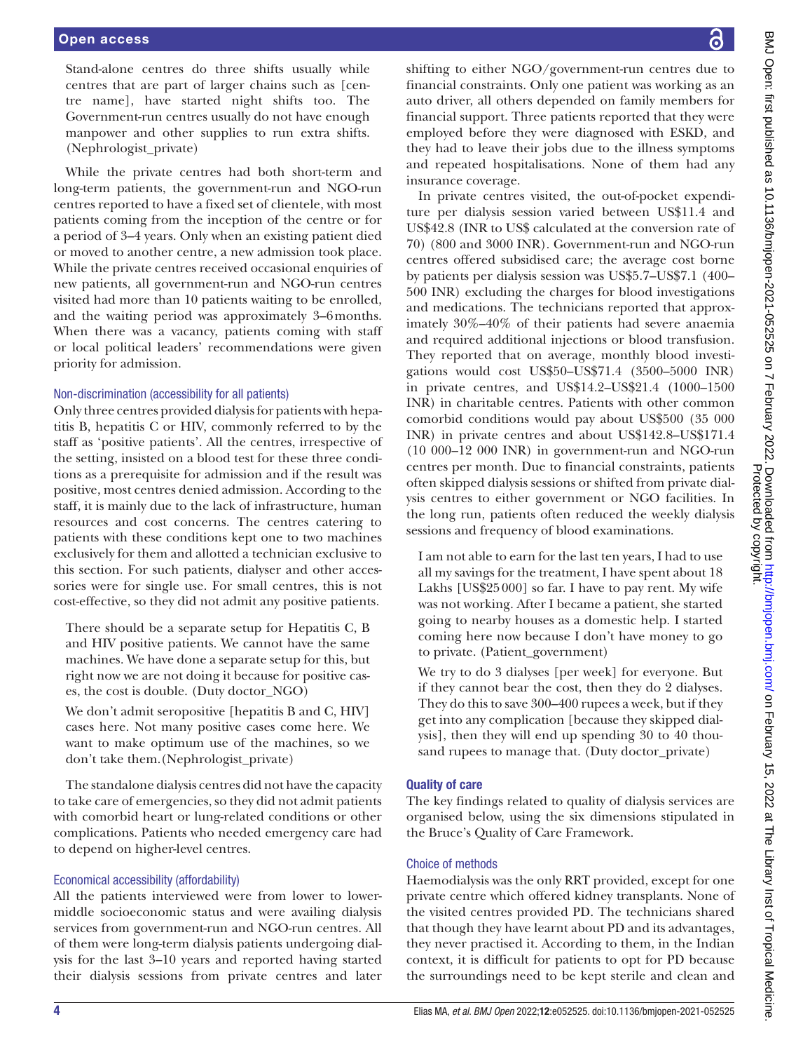Stand-alone centres do three shifts usually while centres that are part of larger chains such as [centre name], have started night shifts too. The Government-run centres usually do not have enough manpower and other supplies to run extra shifts. (Nephrologist_private)

While the private centres had both short-term and long-term patients, the government-run and NGO-run centres reported to have a fixed set of clientele, with most patients coming from the inception of the centre or for a period of 3–4 years. Only when an existing patient died or moved to another centre, a new admission took place. While the private centres received occasional enquiries of new patients, all government-run and NGO-run centres visited had more than 10 patients waiting to be enrolled, and the waiting period was approximately 3–6 months. When there was a vacancy, patients coming with staff or local political leaders' recommendations were given priority for admission.

### Non-discrimination (accessibility for all patients)

Only three centres provided dialysis for patients with hepatitis B, hepatitis C or HIV, commonly referred to by the staff as 'positive patients'. All the centres, irrespective of the setting, insisted on a blood test for these three conditions as a prerequisite for admission and if the result was positive, most centres denied admission. According to the staff, it is mainly due to the lack of infrastructure, human resources and cost concerns. The centres catering to patients with these conditions kept one to two machines exclusively for them and allotted a technician exclusive to this section. For such patients, dialyser and other accessories were for single use. For small centres, this is not cost-effective, so they did not admit any positive patients.

> There should be a separate setup for Hepatitis C, B and HIV positive patients. We cannot have the same machines. We have done a separate setup for this, but right now we are not doing it because for positive cases, the cost is double. (Duty doctor_NGO)

> We don't admit seropositive [hepatitis B and C, HIV] cases here. Not many positive cases come here. We want to make optimum use of the machines, so we don't take them. (Nephrologist_private)

The standalone dialysis centres did not have the capacity to take care of emergencies, so they did not admit patients with comorbid heart or lung-related conditions or other complications. Patients who needed emergency care had to depend on higher-level centres.

### Economical accessibility (affordability)

All the patients interviewed were from lower to lower-middle socioeconomic status and were availing dialysis services from government-run and NGO-run centres. All of them were long-term dialysis patients undergoing dialysis for the last 3–10 years and reported having started their dialysis sessions from private centres and later shifting to either NGO/government-run centres due to financial constraints. Only one patient was working as an auto driver, all others depended on family members for financial support. Three patients reported that they were employed before they were diagnosed with ESKD, and they had to leave their jobs due to the illness symptoms and repeated hospitalisations. None of them had any insurance coverage.

In private centres visited, the out-of-pocket expenditure per dialysis session varied between US\$11.4 and US\$42.8 (INR to US\$ calculated at the conversion rate of 70) (800 and 3000 INR). Government-run and NGO-run centres offered subsidised care; the average cost borne by patients per dialysis session was US\$5.7–US\$7.1 (400–500 INR) excluding the charges for blood investigations and medications. The technicians reported that approximately 30%–40% of their patients had severe anaemia and required additional injections or blood transfusion. They reported that on average, monthly blood investigations would cost US\$50–US\$71.4 (3500–5000 INR) in private centres, and US\$14.2–US\$21.4 (1000–1500 INR) in charitable centres. Patients with other common comorbid conditions would pay about US\$500 (35 000 INR) in private centres and about US\$142.8–US\$171.4 (10 000–12 000 INR) in government-run and NGO-run centres per month. Due to financial constraints, patients often skipped dialysis sessions or shifted from private dialysis centres to either government or NGO facilities. In the long run, patients often reduced the weekly dialysis sessions and frequency of blood examinations.

> I am not able to earn for the last ten years, I had to use all my savings for the treatment, I have spent about 18 Lakhs [US\$25 000] so far. I have to pay rent. My wife was not working. After I became a patient, she started going to nearby houses as a domestic help. I started coming here now because I don't have money to go to private. (Patient_government)

> We try to do 3 dialyses [per week] for everyone. But if they cannot bear the cost, then they do 2 dialyses. They do this to save 300–400 rupees a week, but if they get into any complication [because they skipped dialysis], then they will end up spending 30 to 40 thousand rupees to manage that. (Duty doctor_private)

## Quality of care

The key findings related to quality of dialysis services are organised below, using the six dimensions stipulated in the Bruce's Quality of Care Framework.

### Choice of methods

Haemodialysis was the only RRT provided, except for one private centre which offered kidney transplants. None of the visited centres provided PD. The technicians shared that though they have learnt about PD and its advantages, they never practised it. According to them, in the Indian context, it is difficult for patients to opt for PD because the surroundings need to be kept sterile and clean and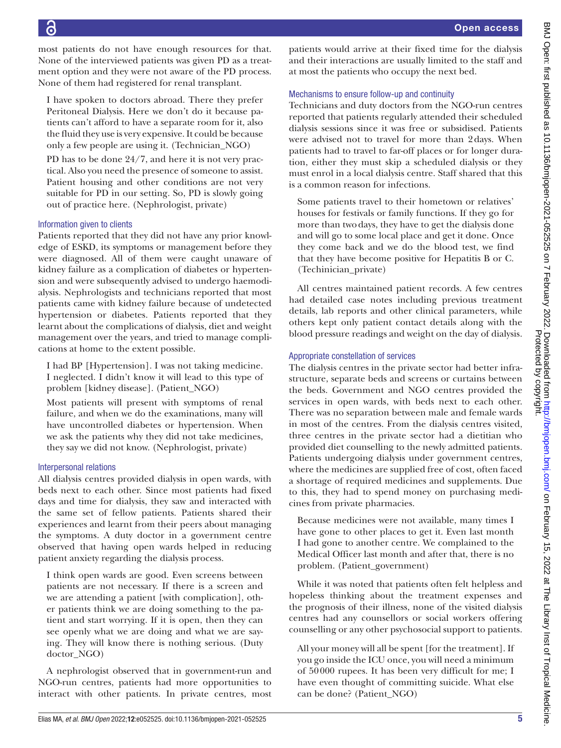most patients do not have enough resources for that. None of the interviewed patients was given PD as a treatment option and they were not aware of the PD process. None of them had registered for renal transplant.

> I have spoken to doctors abroad. There they prefer Peritoneal Dialysis. Here we don't do it because patients can't afford to have a separate room for it, also the fluid they use is very expensive. It could be because only a few people are using it. (Technician_NGO)

> PD has to be done 24/7, and here it is not very practical. Also you need the presence of someone to assist. Patient housing and other conditions are not very suitable for PD in our setting. So, PD is slowly going out of practice here. (Nephrologist, private)

### Information given to clients

Patients reported that they did not have any prior knowledge of ESKD, its symptoms or management before they were diagnosed. All of them were caught unaware of kidney failure as a complication of diabetes or hypertension and were subsequently advised to undergo haemodialysis. Nephrologists and technicians reported that most patients came with kidney failure because of undetected hypertension or diabetes. Patients reported that they learnt about the complications of dialysis, diet and weight management over the years, and tried to manage complications at home to the extent possible.

> I had BP [Hypertension]. I was not taking medicine. I neglected. I didn't know it will lead to this type of problem [kidney disease]. (Patient_NGO)

> Most patients will present with symptoms of renal failure, and when we do the examinations, many will have uncontrolled diabetes or hypertension. When we ask the patients why they did not take medicines, they say we did not know. (Nephrologist, private)

### Interpersonal relations

All dialysis centres provided dialysis in open wards, with beds next to each other. Since most patients had fixed days and time for dialysis, they saw and interacted with the same set of fellow patients. Patients shared their experiences and learnt from their peers about managing the symptoms. A duty doctor in a government centre observed that having open wards helped in reducing patient anxiety regarding the dialysis process.

> I think open wards are good. Even screens between patients are not necessary. If there is a screen and we are attending a patient [with complication], other patients think we are doing something to the patient and start worrying. If it is open, then they can see openly what we are doing and what we are saying. They will know there is nothing serious. (Duty doctor_NGO)

A nephrologist observed that in government-run and NGO-run centres, patients had more opportunities to interact with other patients. In private centres, most patients would arrive at their fixed time for the dialysis and their interactions are usually limited to the staff and at most the patients who occupy the next bed.

### Mechanisms to ensure follow-up and continuity

Technicians and duty doctors from the NGO-run centres reported that patients regularly attended their scheduled dialysis sessions since it was free or subsidised. Patients were advised not to travel for more than 2 days. When patients had to travel to far-off places or for longer duration, either they must skip a scheduled dialysis or they must enrol in a local dialysis centre. Staff shared that this is a common reason for infections.

> Some patients travel to their hometown or relatives' houses for festivals or family functions. If they go for more than two days, they have to get the dialysis done and will go to some local place and get it done. Once they come back and we do the blood test, we find that they have become positive for Hepatitis B or C. (Techinician_private)

All centres maintained patient records. A few centres had detailed case notes including previous treatment details, lab reports and other clinical parameters, while others kept only patient contact details along with the blood pressure readings and weight on the day of dialysis.

### Appropriate constellation of services

The dialysis centres in the private sector had better infrastructure, separate beds and screens or curtains between the beds. Government and NGO centres provided the services in open wards, with beds next to each other. There was no separation between male and female wards in most of the centres. From the dialysis centres visited, three centres in the private sector had a dietitian who provided diet counselling to the newly admitted patients. Patients undergoing dialysis under government centres, where the medicines are supplied free of cost, often faced a shortage of required medicines and supplements. Due to this, they had to spend money on purchasing medicines from private pharmacies.

> Because medicines were not available, many times I have gone to other places to get it. Even last month I had gone to another centre. We complained to the Medical Officer last month and after that, there is no problem. (Patient_government)

While it was noted that patients often felt helpless and hopeless thinking about the treatment expenses and the prognosis of their illness, none of the visited dialysis centres had any counsellors or social workers offering counselling or any other psychosocial support to patients.

> All your money will all be spent [for the treatment]. If you go inside the ICU once, you will need a minimum of 50 000 rupees. It has been very difficult for me; I have even thought of committing suicide. What else can be done? (Patient_NGO)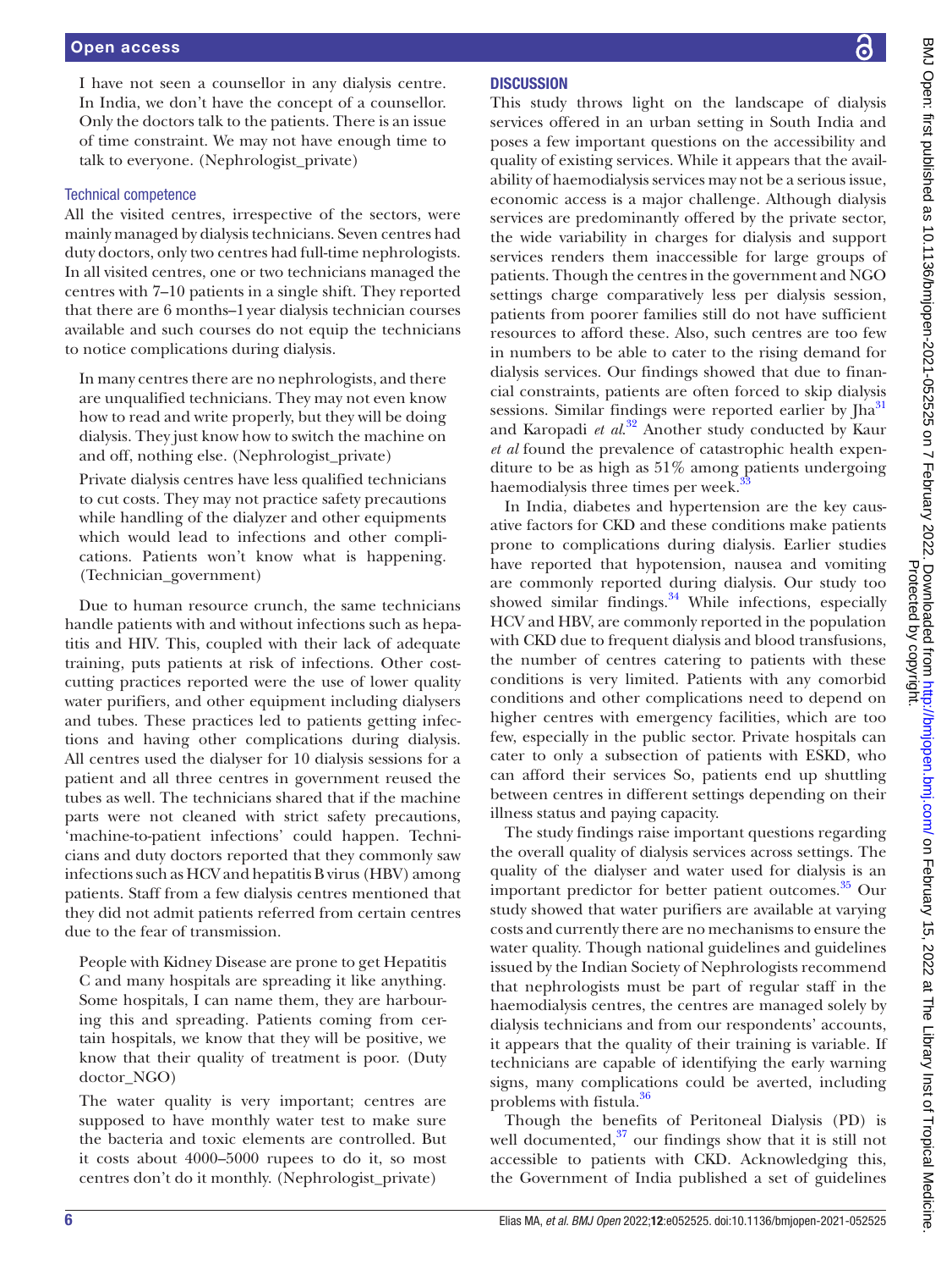> I have not seen a counsellor in any dialysis centre. In India, we don't have the concept of a counsellor. Only the doctors talk to the patients. There is an issue of time constraint. We may not have enough time to talk to everyone. (Nephrologist_private)

### Technical competence

All the visited centres, irrespective of the sectors, were mainly managed by dialysis technicians. Seven centres had duty doctors, only two centres had full-time nephrologists. In all visited centres, one or two technicians managed the centres with 7–10 patients in a single shift. They reported that there are 6 months–1 year dialysis technician courses available and such courses do not equip the technicians to notice complications during dialysis.

> In many centres there are no nephrologists, and there are unqualified technicians. They may not even know how to read and write properly, but they will be doing dialysis. They just know how to switch the machine on and off, nothing else. (Nephrologist_private)

> Private dialysis centres have less qualified technicians to cut costs. They may not practice safety precautions while handling of the dialyzer and other equipments which would lead to infections and other complications. Patients won't know what is happening. (Technician_government)

Due to human resource crunch, the same technicians handle patients with and without infections such as hepatitis and HIV. This, coupled with their lack of adequate training, puts patients at risk of infections. Other cost-cutting practices reported were the use of lower quality water purifiers, and other equipment including dialysers and tubes. These practices led to patients getting infections and having other complications during dialysis. All centres used the dialyser for 10 dialysis sessions for a patient and all three centres in government reused the tubes as well. The technicians shared that if the machine parts were not cleaned with strict safety precautions, 'machine-to-patient infections' could happen. Technicians and duty doctors reported that they commonly saw infections such as HCV and hepatitis B virus (HBV) among patients. Staff from a few dialysis centres mentioned that they did not admit patients referred from certain centres due to the fear of transmission.

> People with Kidney Disease are prone to get Hepatitis C and many hospitals are spreading it like anything. Some hospitals, I can name them, they are harbouring this and spreading. Patients coming from certain hospitals, we know that they will be positive, we know that their quality of treatment is poor. (Duty doctor_NGO)

> The water quality is very important; centres are supposed to have monthly water test to make sure the bacteria and toxic elements are controlled. But it costs about 4000–5000 rupees to do it, so most centres don't do it monthly. (Nephrologist_private)

## DISCUSSION

This study throws light on the landscape of dialysis services offered in an urban setting in South India and poses a few important questions on the accessibility and quality of existing services. While it appears that the availability of haemodialysis services may not be a serious issue, economic access is a major challenge. Although dialysis services are predominantly offered by the private sector, the wide variability in charges for dialysis and support services renders them inaccessible for large groups of patients. Though the centres in the government and NGO settings charge comparatively less per dialysis session, patients from poorer families still do not have sufficient resources to afford these. Also, such centres are too few in numbers to be able to cater to the rising demand for dialysis services. Our findings showed that due to financial constraints, patients are often forced to skip dialysis sessions. Similar findings were reported earlier by Jha[31] and Karopadi *et al*.[32] Another study conducted by Kaur *et al* found the prevalence of catastrophic health expenditure to be as high as 51% among patients undergoing haemodialysis three times per week.[33]

In India, diabetes and hypertension are the key causative factors for CKD and these conditions make patients prone to complications during dialysis. Earlier studies have reported that hypotension, nausea and vomiting are commonly reported during dialysis. Our study too showed similar findings.[34] While infections, especially HCV and HBV, are commonly reported in the population with CKD due to frequent dialysis and blood transfusions, the number of centres catering to patients with these conditions is very limited. Patients with any comorbid conditions and other complications need to depend on higher centres with emergency facilities, which are too few, especially in the public sector. Private hospitals can cater to only a subsection of patients with ESKD, who can afford their services So, patients end up shuttling between centres in different settings depending on their illness status and paying capacity.

The study findings raise important questions regarding the overall quality of dialysis services across settings. The quality of the dialyser and water used for dialysis is an important predictor for better patient outcomes.[35] Our study showed that water purifiers are available at varying costs and currently there are no mechanisms to ensure the water quality. Though national guidelines and guidelines issued by the Indian Society of Nephrologists recommend that nephrologists must be part of regular staff in the haemodialysis centres, the centres are managed solely by dialysis technicians and from our respondents' accounts, it appears that the quality of their training is variable. If technicians are capable of identifying the early warning signs, many complications could be averted, including problems with fistula.[36]

Though the benefits of Peritoneal Dialysis (PD) is well documented,[37] our findings show that it is still not accessible to patients with CKD. Acknowledging this, the Government of India published a set of guidelines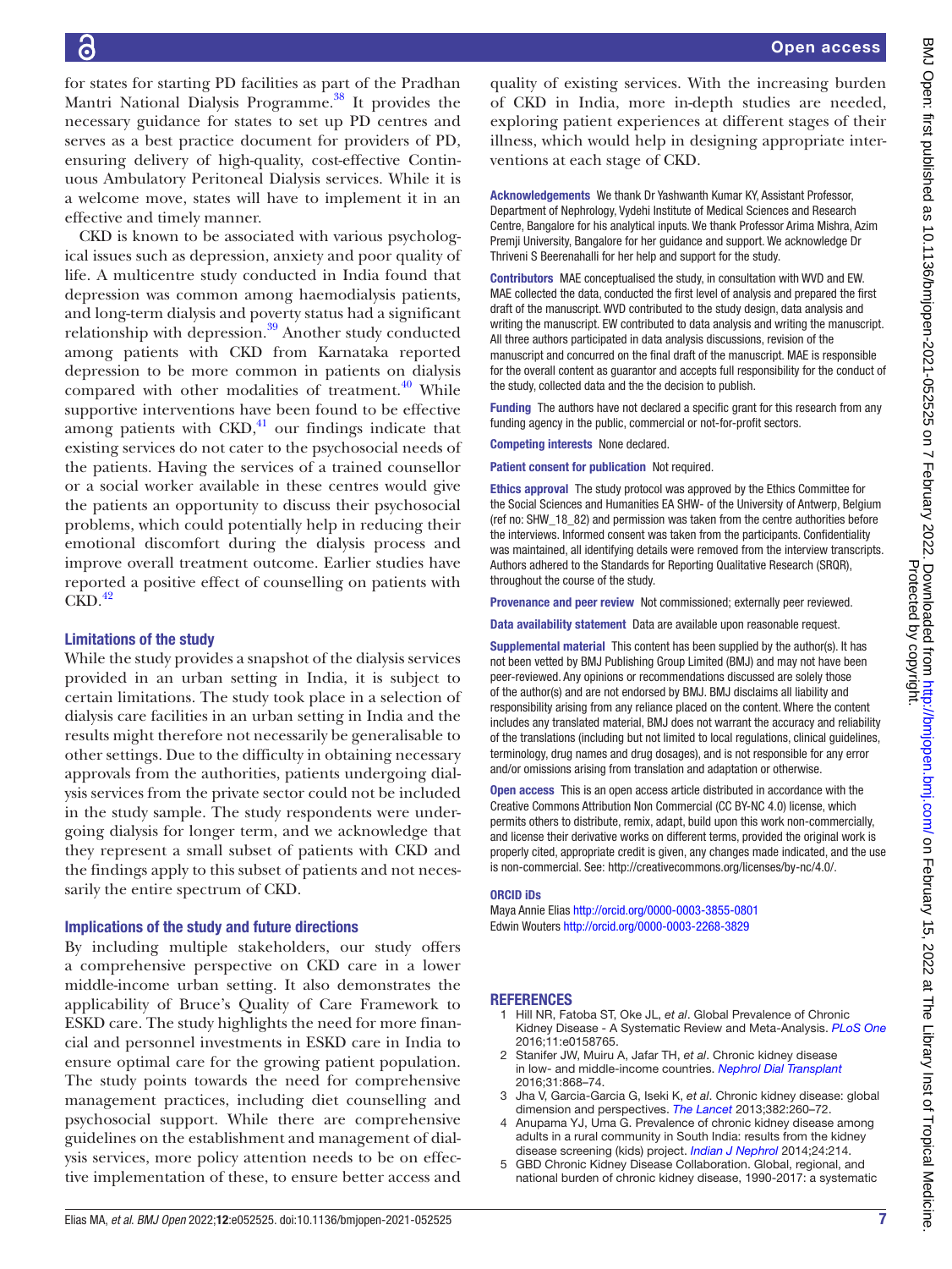for states for starting PD facilities as part of the Pradhan Mantri National Dialysis Programme.[38] It provides the necessary guidance for states to set up PD centres and serves as a best practice document for providers of PD, ensuring delivery of high-quality, cost-effective Continuous Ambulatory Peritoneal Dialysis services. While it is a welcome move, states will have to implement it in an effective and timely manner.

CKD is known to be associated with various psychological issues such as depression, anxiety and poor quality of life. A multicentre study conducted in India found that depression was common among haemodialysis patients, and long-term dialysis and poverty status had a significant relationship with depression.[39] Another study conducted among patients with CKD from Karnataka reported depression to be more common in patients on dialysis compared with other modalities of treatment.[40] While supportive interventions have been found to be effective among patients with CKD,[41] our findings indicate that existing services do not cater to the psychosocial needs of the patients. Having the services of a trained counsellor or a social worker available in these centres would give the patients an opportunity to discuss their psychosocial problems, which could potentially help in reducing their emotional discomfort during the dialysis process and improve overall treatment outcome. Earlier studies have reported a positive effect of counselling on patients with CKD.[42]

### Limitations of the study

While the study provides a snapshot of the dialysis services provided in an urban setting in India, it is subject to certain limitations. The study took place in a selection of dialysis care facilities in an urban setting in India and the results might therefore not necessarily be generalisable to other settings. Due to the difficulty in obtaining necessary approvals from the authorities, patients undergoing dialysis services from the private sector could not be included in the study sample. The study respondents were undergoing dialysis for longer term, and we acknowledge that they represent a small subset of patients with CKD and the findings apply to this subset of patients and not necessarily the entire spectrum of CKD.

### Implications of the study and future directions

By including multiple stakeholders, our study offers a comprehensive perspective on CKD care in a lower middle-income urban setting. It also demonstrates the applicability of Bruce's Quality of Care Framework to ESKD care. The study highlights the need for more financial and personnel investments in ESKD care in India to ensure optimal care for the growing patient population. The study points towards the need for comprehensive management practices, including diet counselling and psychosocial support. While there are comprehensive guidelines on the establishment and management of dialysis services, more policy attention needs to be on effective implementation of these, to ensure better access and quality of existing services. With the increasing burden of CKD in India, more in-depth studies are needed, exploring patient experiences at different stages of their illness, which would help in designing appropriate interventions at each stage of CKD.

**Acknowledgements** We thank Dr Yashwanth Kumar KY, Assistant Professor, Department of Nephrology, Vydehi Institute of Medical Sciences and Research Centre, Bangalore for his analytical inputs. We thank Professor Arima Mishra, Azim Premji University, Bangalore for her guidance and support. We acknowledge Dr Thriveni S Beerenahalli for her help and support for the study.

**Contributors** MAE conceptualised the study, in consultation with WVD and EW. MAE collected the data, conducted the first level of analysis and prepared the first draft of the manuscript. WVD contributed to the study design, data analysis and writing the manuscript. EW contributed to data analysis and writing the manuscript. All three authors participated in data analysis discussions, revision of the manuscript and concurred on the final draft of the manuscript. MAE is responsible for the overall content as guarantor and accepts full responsibility for the conduct of the study, collected data and the the decision to publish.

**Funding** The authors have not declared a specific grant for this research from any funding agency in the public, commercial or not-for-profit sectors.

**Competing interests** None declared.

**Patient consent for publication** Not required.

**Ethics approval** The study protocol was approved by the Ethics Committee for the Social Sciences and Humanities EA SHW- of the University of Antwerp, Belgium (ref no: SHW_18_82) and permission was taken from the centre authorities before the interviews. Informed consent was taken from the participants. Confidentiality was maintained, all identifying details were removed from the interview transcripts. Authors adhered to the Standards for Reporting Qualitative Research (SRQR), throughout the course of the study.

**Provenance and peer review** Not commissioned; externally peer reviewed.

**Data availability statement** Data are available upon reasonable request.

**Supplemental material** This content has been supplied by the author(s). It has not been vetted by BMJ Publishing Group Limited (BMJ) and may not have been peer-reviewed. Any opinions or recommendations discussed are solely those of the author(s) and are not endorsed by BMJ. BMJ disclaims all liability and responsibility arising from any reliance placed on the content. Where the content includes any translated material, BMJ does not warrant the accuracy and reliability of the translations (including but not limited to local regulations, clinical guidelines, terminology, drug names and drug dosages), and is not responsible for any error and/or omissions arising from translation and adaptation or otherwise.

**Open access** This is an open access article distributed in accordance with the Creative Commons Attribution Non Commercial (CC BY-NC 4.0) license, which permits others to distribute, remix, adapt, build upon this work non-commercially, and license their derivative works on different terms, provided the original work is properly cited, appropriate credit is given, any changes made indicated, and the use is non-commercial. See: http://creativecommons.org/licenses/by-nc/4.0/.

### ORCID iDs

Maya Annie Elias http://orcid.org/0000-0003-3855-0801
Edwin Wouters http://orcid.org/0000-0003-2268-3829

## REFERENCES

1. Hill NR, Fatoba ST, Oke JL, *et al*. Global Prevalence of Chronic Kidney Disease - A Systematic Review and Meta-Analysis. *PLoS One* 2016;11:e0158765.
2. Stanifer JW, Muiru A, Jafar TH, *et al*. Chronic kidney disease in low- and middle-income countries. *Nephrol Dial Transplant* 2016;31:868–74.
3. Jha V, Garcia-Garcia G, Iseki K, *et al*. Chronic kidney disease: global dimension and perspectives. *The Lancet* 2013;382:260–72.
4. Anupama YJ, Uma G. Prevalence of chronic kidney disease among adults in a rural community in South India: results from the kidney disease screening (kids) project. *Indian J Nephrol* 2014;24:214.
5. GBD Chronic Kidney Disease Collaboration. Global, regional, and national burden of chronic kidney disease, 1990-2017: a systematic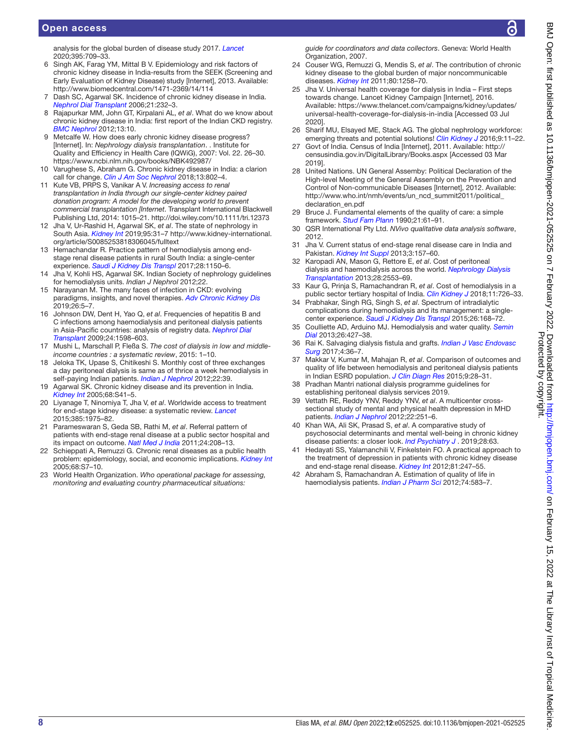analysis for the global burden of disease study 2017. *Lancet* 2020;395:709–33.

6. Singh AK, Farag YM, Mittal B V. Epidemiology and risk factors of chronic kidney disease in India-results from the SEEK (Screening and Early Evaluation of Kidney Disease) study [Internet], 2013. Available: http://www.biomedcentral.com/1471-2369/14/114
7. Dash SC, Agarwal SK. Incidence of chronic kidney disease in India. *Nephrol Dial Transplant* 2006;21:232–3.
8. Rajapurkar MM, John GT, Kirpalani AL, *et al*. What do we know about chronic kidney disease in India: first report of the Indian CKD registry. *BMC Nephrol* 2012;13:10.
9. Metcalfe W. How does early chronic kidney disease progress? [Internet]. In: *Nephrology dialysis transplantation*. . Institute for Quality and Efficiency in Health Care (IQWiG), 2007: Vol. 22. 26–30. https://www.ncbi.nlm.nih.gov/books/NBK492987/
10. Varughese S, Abraham G. Chronic kidney disease in India: a clarion call for change. *Clin J Am Soc Nephrol* 2018;13:802–4.
11. Kute VB, PRPS S, Vanikar A V. *Increasing access to renal transplantation in India through our single-center kidney paired donation program: A model for the developing world to prevent commercial transplantation [Internet*. Transplant International Blackwell Publishing Ltd, 2014: 1015–21. http://doi.wiley.com/10.1111/tri.12373
12. Jha V, Ur-Rashid H, Agarwal SK, *et al*. The state of nephrology in South Asia. *Kidney Int* 2019;95:31–7 http://www.kidney-international.org/article/S0085253818306045/fulltext
13. Hemachandar R. Practice pattern of hemodialysis among end-stage renal disease patients in rural South India: a single-center experience. *Saudi J Kidney Dis Transpl* 2017;28:1150–6.
14. Jha V, Kohli HS, Agarwal SK. Indian Society of nephrology guidelines for hemodialysis units. *Indian J Nephrol* 2012;22.
15. Narayanan M. The many faces of infection in CKD: evolving paradigms, insights, and novel therapies. *Adv Chronic Kidney Dis* 2019;26:5–7.
16. Johnson DW, Dent H, Yao Q, *et al*. Frequencies of hepatitis B and C infections among haemodialysis and peritoneal dialysis patients in Asia-Pacific countries: analysis of registry data. *Nephrol Dial Transplant* 2009;24:1598–603.
17. Mushi L, Marschall P, Fleßa S. *The cost of dialysis in low and middle-income countries : a systematic review*, 2015: 1–10.
18. Jeloka TK, Upase S, Chitikeshi S. Monthly cost of three exchanges a day peritoneal dialysis is same as of thrice a week hemodialysis in self-paying Indian patients. *Indian J Nephrol* 2012;22:39.
19. Agarwal SK. Chronic kidney disease and its prevention in India. *Kidney Int* 2005;68:S41–5.
20. Liyanage T, Ninomiya T, Jha V, *et al*. Worldwide access to treatment for end-stage kidney disease: a systematic review. *Lancet* 2015;385:1975–82.
21. Parameswaran S, Geda SB, Rathi M, *et al*. Referral pattern of patients with end-stage renal disease at a public sector hospital and its impact on outcome. *Natl Med J India* 2011;24:208–13.
22. Schieppati A, Remuzzi G. Chronic renal diseases as a public health problem: epidemiology, social, and economic implications. *Kidney Int* 2005;68:S7–10.
23. World Health Organization. *Who operational package for assessing, monitoring and evaluating country pharmaceutical situations: guide for coordinators and data collectors*. Geneva: World Health Organization, 2007.
24. Couser WG, Remuzzi G, Mendis S, *et al*. The contribution of chronic kidney disease to the global burden of major noncommunicable diseases. *Kidney Int* 2011;80:1258–70.
25. Jha V. Universal health coverage for dialysis in India – First steps towards change. Lancet Kidney Campaign [Internet], 2016. Available: https://www.thelancet.com/campaigns/kidney/updates/universal-health-coverage-for-dialysis-in-india [Accessed 03 Jul 2020].
26. Sharif MU, Elsayed ME, Stack AG. The global nephrology workforce: emerging threats and potential solutions! *Clin Kidney J* 2016;9:11–22.
27. Govt of India. Census of India [Internet], 2011. Available: http://censusindia.gov.in/DigitalLibrary/Books.aspx [Accessed 03 Mar 2019].
28. United Nations. UN General Assemby: Political Declaration of the High-level Meeting of the General Assembly on the Prevention and Control of Non-communicable Diseases [Internet], 2012. Available: http://www.who.int/nmh/events/un_ncd_summit2011/political_declaration_en.pdf
29. Bruce J. Fundamental elements of the quality of care: a simple framework. *Stud Fam Plann* 1990;21:61–91.
30. QSR International Pty Ltd. *NVivo qualitative data analysis software*, 2012.
31. Jha V. Current status of end-stage renal disease care in India and Pakistan. *Kidney Int Suppl* 2013;3:157–60.
32. Karopadi AN, Mason G, Rettore E, *et al*. Cost of peritoneal dialysis and haemodialysis across the world. *Nephrology Dialysis Transplantation* 2013;28:2553–69.
33. Kaur G, Prinja S, Ramachandran R, *et al*. Cost of hemodialysis in a public sector tertiary hospital of India. *Clin Kidney J* 2018;11:726–33.
34. Prabhakar, Singh RG, Singh S, *et al*. Spectrum of intradialytic complications during hemodialysis and its management: a single-center experience. *Saudi J Kidney Dis Transpl* 2015;26:168–72.
35. Coulliette AD, Arduino MJ. Hemodialysis and water quality. *Semin Dial* 2013;26:427–38.
36. Rai K. Salvaging dialysis fistula and grafts. *Indian J Vasc Endovasc Surg* 2017;4:36–7.
37. Makkar V, Kumar M, Mahajan R, *et al*. Comparison of outcomes and quality of life between hemodialysis and peritoneal dialysis patients in Indian ESRD population. *J Clin Diagn Res* 2015;9:28–31.
38. Pradhan Mantri national dialysis programme guidelines for establishing peritoneal dialysis services 2019.
39. Vettath RE, Reddy YNV, Reddy YNV, *et al*. A multicenter cross-sectional study of mental and physical health depression in MHD patients. *Indian J Nephrol* 2012;22:251–6.
40. Khan WA, Ali SK, Prasad S, *et al*. A comparative study of psychosocial determinants and mental well-being in chronic kidney disease patients: a closer look. *Ind Psychiatry J* . 2019;28:63.
41. Hedayati SS, Yalamanchili V, Finkelstein FO. A practical approach to the treatment of depression in patients with chronic kidney disease and end-stage renal disease. *Kidney Int* 2012;81:247–55.
42. Abraham S, Ramachandran A. Estimation of quality of life in haemodialysis patients. *Indian J Pharm Sci* 2012;74:583–7.